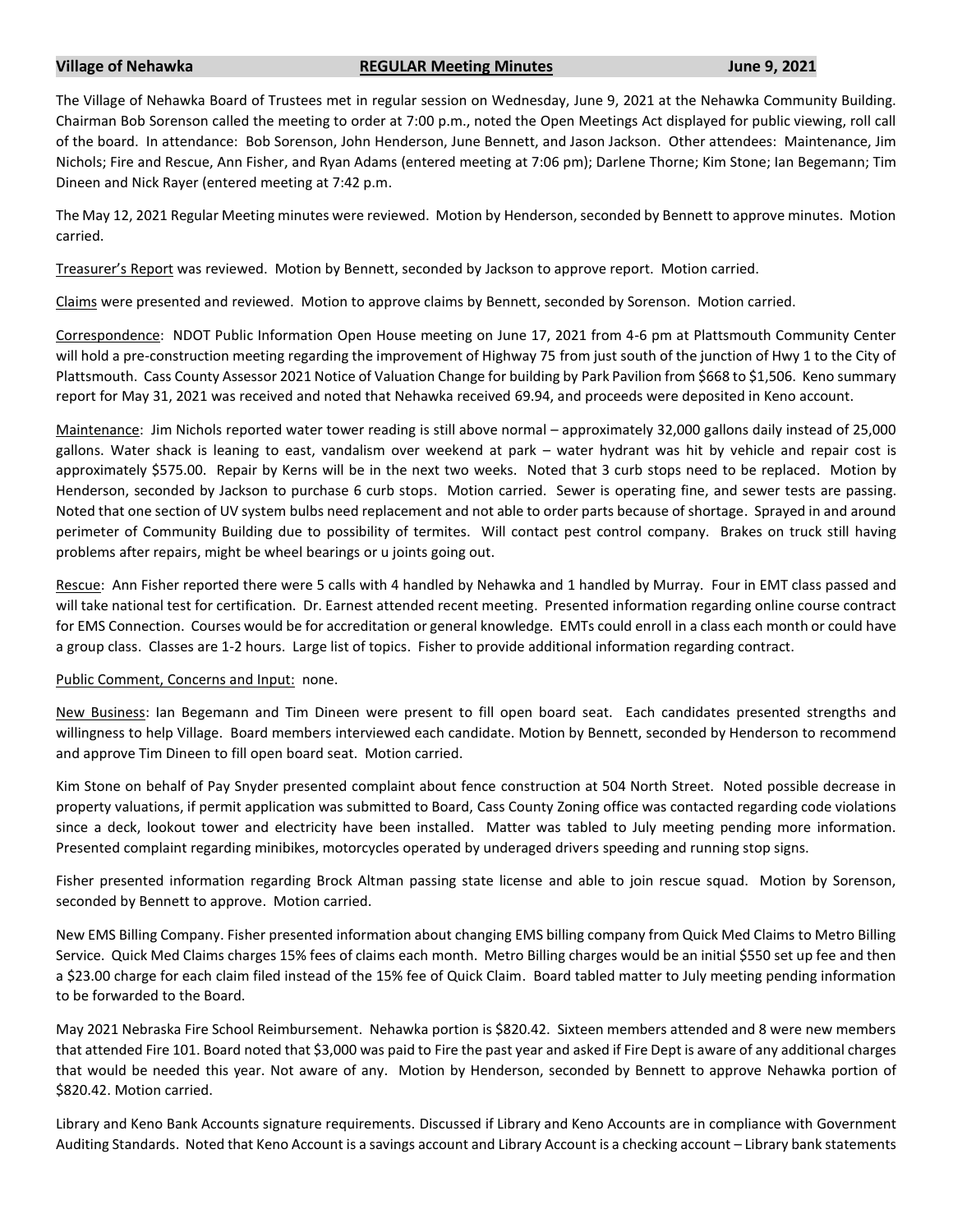**Village of Nehawka** **REGULAR Meeting Minutes** **June 9, 2021**

The Village of Nehawka Board of Trustees met in regular session on Wednesday, June 9, 2021 at the Nehawka Community Building. Chairman Bob Sorenson called the meeting to order at 7:00 p.m., noted the Open Meetings Act displayed for public viewing, roll call of the board. In attendance: Bob Sorenson, John Henderson, June Bennett, and Jason Jackson. Other attendees: Maintenance, Jim Nichols; Fire and Rescue, Ann Fisher, and Ryan Adams (entered meeting at 7:06 pm); Darlene Thorne; Kim Stone; Ian Begemann; Tim Dineen and Nick Rayer (entered meeting at 7:42 p.m.

The May 12, 2021 Regular Meeting minutes were reviewed. Motion by Henderson, seconded by Bennett to approve minutes. Motion carried.

Treasurer's Report was reviewed. Motion by Bennett, seconded by Jackson to approve report. Motion carried.

Claims were presented and reviewed. Motion to approve claims by Bennett, seconded by Sorenson. Motion carried.

Correspondence: NDOT Public Information Open House meeting on June 17, 2021 from 4-6 pm at Plattsmouth Community Center will hold a pre-construction meeting regarding the improvement of Highway 75 from just south of the junction of Hwy 1 to the City of Plattsmouth. Cass County Assessor 2021 Notice of Valuation Change for building by Park Pavilion from $668 to $1,506. Keno summary report for May 31, 2021 was received and noted that Nehawka received 69.94, and proceeds were deposited in Keno account.

Maintenance: Jim Nichols reported water tower reading is still above normal – approximately 32,000 gallons daily instead of 25,000 gallons. Water shack is leaning to east, vandalism over weekend at park – water hydrant was hit by vehicle and repair cost is approximately $575.00. Repair by Kerns will be in the next two weeks. Noted that 3 curb stops need to be replaced. Motion by Henderson, seconded by Jackson to purchase 6 curb stops. Motion carried. Sewer is operating fine, and sewer tests are passing. Noted that one section of UV system bulbs need replacement and not able to order parts because of shortage. Sprayed in and around perimeter of Community Building due to possibility of termites. Will contact pest control company. Brakes on truck still having problems after repairs, might be wheel bearings or u joints going out.

Rescue: Ann Fisher reported there were 5 calls with 4 handled by Nehawka and 1 handled by Murray. Four in EMT class passed and will take national test for certification. Dr. Earnest attended recent meeting. Presented information regarding online course contract for EMS Connection. Courses would be for accreditation or general knowledge. EMTs could enroll in a class each month or could have a group class. Classes are 1-2 hours. Large list of topics. Fisher to provide additional information regarding contract.

Public Comment, Concerns and Input: none.

New Business: Ian Begemann and Tim Dineen were present to fill open board seat. Each candidates presented strengths and willingness to help Village. Board members interviewed each candidate. Motion by Bennett, seconded by Henderson to recommend and approve Tim Dineen to fill open board seat. Motion carried.

Kim Stone on behalf of Pay Snyder presented complaint about fence construction at 504 North Street. Noted possible decrease in property valuations, if permit application was submitted to Board, Cass County Zoning office was contacted regarding code violations since a deck, lookout tower and electricity have been installed. Matter was tabled to July meeting pending more information. Presented complaint regarding minibikes, motorcycles operated by underaged drivers speeding and running stop signs.

Fisher presented information regarding Brock Altman passing state license and able to join rescue squad. Motion by Sorenson, seconded by Bennett to approve. Motion carried.

New EMS Billing Company. Fisher presented information about changing EMS billing company from Quick Med Claims to Metro Billing Service. Quick Med Claims charges 15% fees of claims each month. Metro Billing charges would be an initial $550 set up fee and then a $23.00 charge for each claim filed instead of the 15% fee of Quick Claim. Board tabled matter to July meeting pending information to be forwarded to the Board.

May 2021 Nebraska Fire School Reimbursement. Nehawka portion is $820.42. Sixteen members attended and 8 were new members that attended Fire 101. Board noted that $3,000 was paid to Fire the past year and asked if Fire Dept is aware of any additional charges that would be needed this year. Not aware of any. Motion by Henderson, seconded by Bennett to approve Nehawka portion of $820.42. Motion carried.

Library and Keno Bank Accounts signature requirements. Discussed if Library and Keno Accounts are in compliance with Government Auditing Standards. Noted that Keno Account is a savings account and Library Account is a checking account – Library bank statements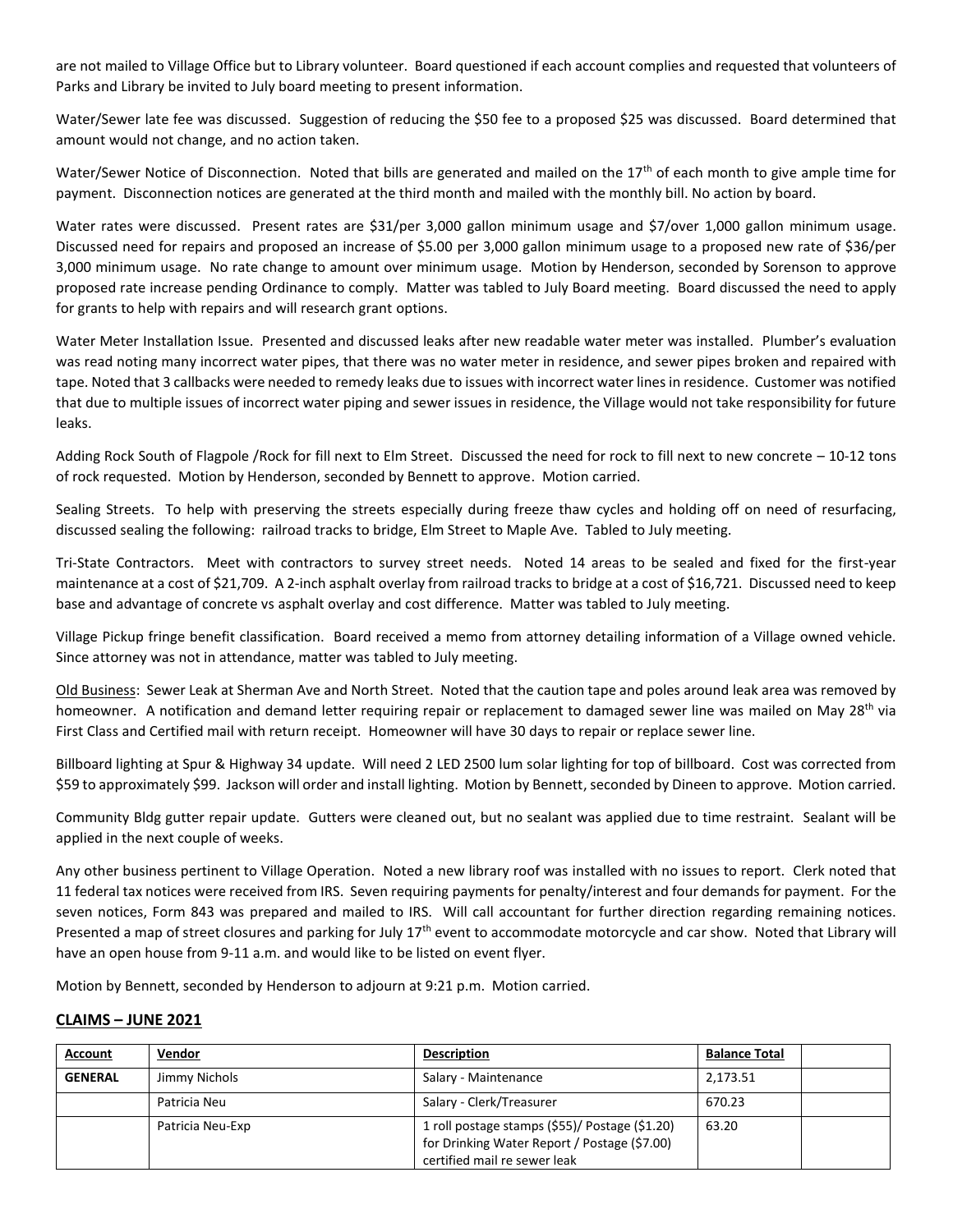are not mailed to Village Office but to Library volunteer. Board questioned if each account complies and requested that volunteers of Parks and Library be invited to July board meeting to present information.

Water/Sewer late fee was discussed. Suggestion of reducing the $50 fee to a proposed $25 was discussed. Board determined that amount would not change, and no action taken.

Water/Sewer Notice of Disconnection. Noted that bills are generated and mailed on the 17th of each month to give ample time for payment. Disconnection notices are generated at the third month and mailed with the monthly bill. No action by board.

Water rates were discussed. Present rates are $31/per 3,000 gallon minimum usage and $7/over 1,000 gallon minimum usage. Discussed need for repairs and proposed an increase of $5.00 per 3,000 gallon minimum usage to a proposed new rate of $36/per 3,000 minimum usage. No rate change to amount over minimum usage. Motion by Henderson, seconded by Sorenson to approve proposed rate increase pending Ordinance to comply. Matter was tabled to July Board meeting. Board discussed the need to apply for grants to help with repairs and will research grant options.

Water Meter Installation Issue. Presented and discussed leaks after new readable water meter was installed. Plumber's evaluation was read noting many incorrect water pipes, that there was no water meter in residence, and sewer pipes broken and repaired with tape. Noted that 3 callbacks were needed to remedy leaks due to issues with incorrect water lines in residence. Customer was notified that due to multiple issues of incorrect water piping and sewer issues in residence, the Village would not take responsibility for future leaks.

Adding Rock South of Flagpole /Rock for fill next to Elm Street. Discussed the need for rock to fill next to new concrete – 10-12 tons of rock requested. Motion by Henderson, seconded by Bennett to approve. Motion carried.

Sealing Streets. To help with preserving the streets especially during freeze thaw cycles and holding off on need of resurfacing, discussed sealing the following: railroad tracks to bridge, Elm Street to Maple Ave. Tabled to July meeting.

Tri-State Contractors. Meet with contractors to survey street needs. Noted 14 areas to be sealed and fixed for the first-year maintenance at a cost of $21,709. A 2-inch asphalt overlay from railroad tracks to bridge at a cost of $16,721. Discussed need to keep base and advantage of concrete vs asphalt overlay and cost difference. Matter was tabled to July meeting.

Village Pickup fringe benefit classification. Board received a memo from attorney detailing information of a Village owned vehicle. Since attorney was not in attendance, matter was tabled to July meeting.

Old Business: Sewer Leak at Sherman Ave and North Street. Noted that the caution tape and poles around leak area was removed by homeowner. A notification and demand letter requiring repair or replacement to damaged sewer line was mailed on May 28th via First Class and Certified mail with return receipt. Homeowner will have 30 days to repair or replace sewer line.

Billboard lighting at Spur & Highway 34 update. Will need 2 LED 2500 lum solar lighting for top of billboard. Cost was corrected from $59 to approximately $99. Jackson will order and install lighting. Motion by Bennett, seconded by Dineen to approve. Motion carried.

Community Bldg gutter repair update. Gutters were cleaned out, but no sealant was applied due to time restraint. Sealant will be applied in the next couple of weeks.

Any other business pertinent to Village Operation. Noted a new library roof was installed with no issues to report. Clerk noted that 11 federal tax notices were received from IRS. Seven requiring payments for penalty/interest and four demands for payment. For the seven notices, Form 843 was prepared and mailed to IRS. Will call accountant for further direction regarding remaining notices. Presented a map of street closures and parking for July 17th event to accommodate motorcycle and car show. Noted that Library will have an open house from 9-11 a.m. and would like to be listed on event flyer.

Motion by Bennett, seconded by Henderson to adjourn at 9:21 p.m. Motion carried.

## CLAIMS – JUNE 2021

| Account | Vendor | Description | Balance Total | |
|---|---|---|---|---|
| **GENERAL** | Jimmy Nichols | Salary - Maintenance | 2,173.51 | |
| | Patricia Neu | Salary - Clerk/Treasurer | 670.23 | |
| | Patricia Neu-Exp | 1 roll postage stamps ($55)/ Postage ($1.20) for Drinking Water Report / Postage ($7.00) certified mail re sewer leak | 63.20 | |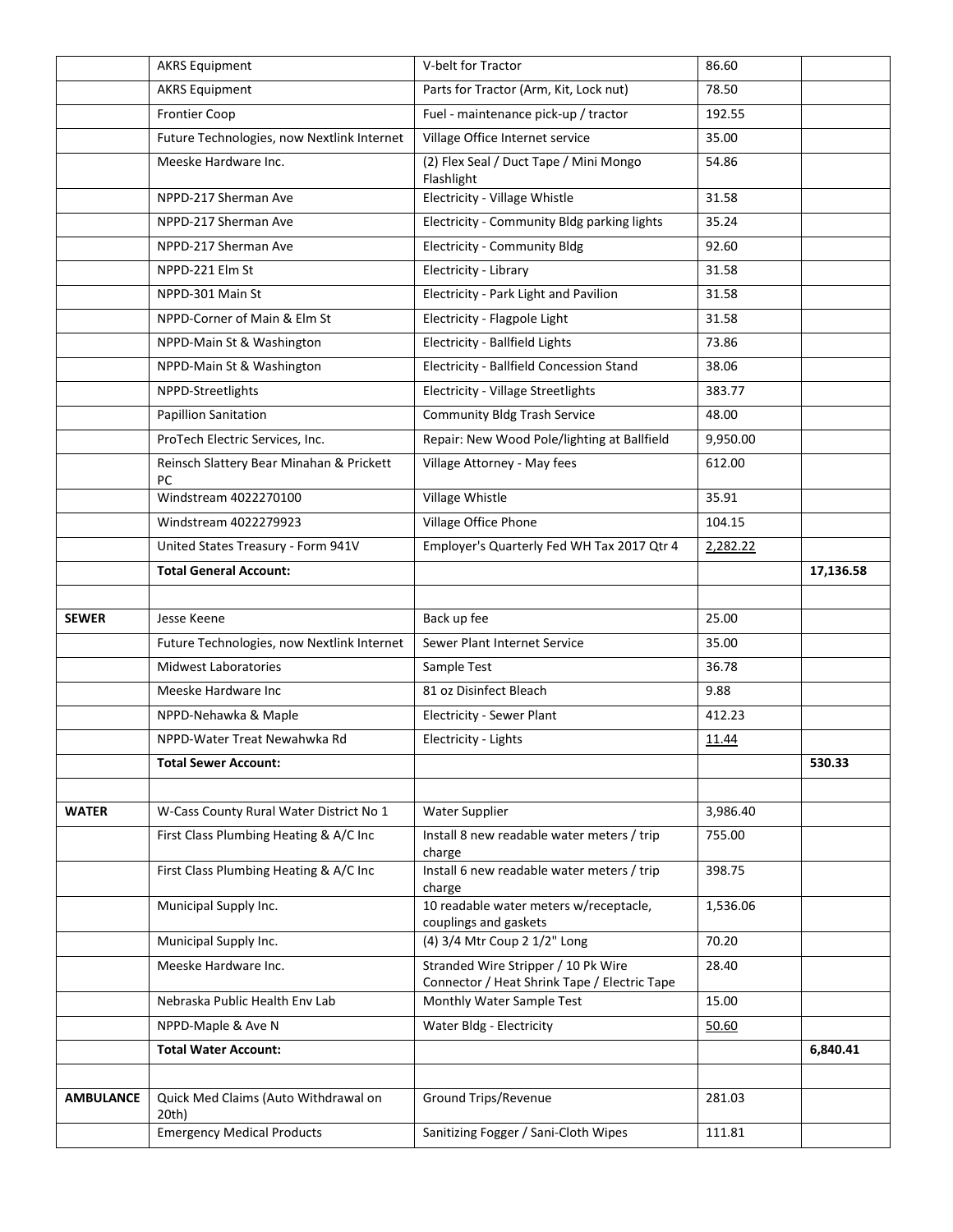| | | | | |
|---|---|---|---|---|
| | AKRS Equipment | V-belt for Tractor | 86.60 | |
| | AKRS Equipment | Parts for Tractor (Arm, Kit, Lock nut) | 78.50 | |
| | Frontier Coop | Fuel - maintenance pick-up / tractor | 192.55 | |
| | Future Technologies, now Nextlink Internet | Village Office Internet service | 35.00 | |
| | Meeske Hardware Inc. | (2) Flex Seal / Duct Tape / Mini Mongo Flashlight | 54.86 | |
| | NPPD-217 Sherman Ave | Electricity - Village Whistle | 31.58 | |
| | NPPD-217 Sherman Ave | Electricity - Community Bldg parking lights | 35.24 | |
| | NPPD-217 Sherman Ave | Electricity - Community Bldg | 92.60 | |
| | NPPD-221 Elm St | Electricity - Library | 31.58 | |
| | NPPD-301 Main St | Electricity - Park Light and Pavilion | 31.58 | |
| | NPPD-Corner of Main & Elm St | Electricity - Flagpole Light | 31.58 | |
| | NPPD-Main St & Washington | Electricity - Ballfield Lights | 73.86 | |
| | NPPD-Main St & Washington | Electricity - Ballfield Concession Stand | 38.06 | |
| | NPPD-Streetlights | Electricity - Village Streetlights | 383.77 | |
| | Papillion Sanitation | Community Bldg Trash Service | 48.00 | |
| | ProTech Electric Services, Inc. | Repair: New Wood Pole/lighting at Ballfield | 9,950.00 | |
| | Reinsch Slattery Bear Minahan & Prickett PC | Village Attorney - May fees | 612.00 | |
| | Windstream 4022270100 | Village Whistle | 35.91 | |
| | Windstream 4022279923 | Village Office Phone | 104.15 | |
| | United States Treasury - Form 941V | Employer's Quarterly Fed WH Tax 2017 Qtr 4 | 2,282.22 | |
| | **Total General Account:** | | | **17,136.58** |
| | | | | |
| **SEWER** | Jesse Keene | Back up fee | 25.00 | |
| | Future Technologies, now Nextlink Internet | Sewer Plant Internet Service | 35.00 | |
| | Midwest Laboratories | Sample Test | 36.78 | |
| | Meeske Hardware Inc | 81 oz Disinfect Bleach | 9.88 | |
| | NPPD-Nehawka & Maple | Electricity - Sewer Plant | 412.23 | |
| | NPPD-Water Treat Newahwka Rd | Electricity - Lights | 11.44 | |
| | **Total Sewer Account:** | | | **530.33** |
| | | | | |
| **WATER** | W-Cass County Rural Water District No 1 | Water Supplier | 3,986.40 | |
| | First Class Plumbing Heating & A/C Inc | Install 8 new readable water meters / trip charge | 755.00 | |
| | First Class Plumbing Heating & A/C Inc | Install 6 new readable water meters / trip charge | 398.75 | |
| | Municipal Supply Inc. | 10 readable water meters w/receptacle, couplings and gaskets | 1,536.06 | |
| | Municipal Supply Inc. | (4) 3/4 Mtr Coup 2 1/2" Long | 70.20 | |
| | Meeske Hardware Inc. | Stranded Wire Stripper / 10 Pk Wire Connector / Heat Shrink Tape / Electric Tape | 28.40 | |
| | Nebraska Public Health Env Lab | Monthly Water Sample Test | 15.00 | |
| | NPPD-Maple & Ave N | Water Bldg - Electricity | 50.60 | |
| | **Total Water Account:** | | | **6,840.41** |
| | | | | |
| **AMBULANCE** | Quick Med Claims (Auto Withdrawal on 20th) | Ground Trips/Revenue | 281.03 | |
| | Emergency Medical Products | Sanitizing Fogger / Sani-Cloth Wipes | 111.81 | |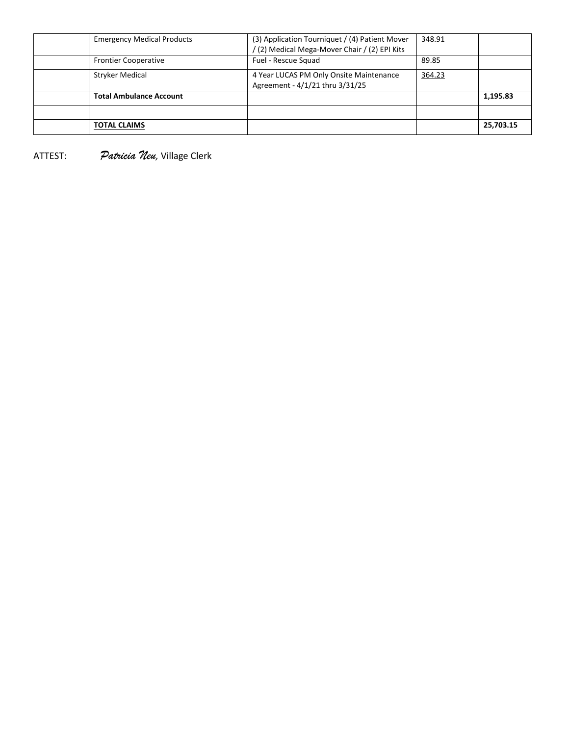| | | | | |
|---|---|---|---|---|
| | Emergency Medical Products | (3) Application Tourniquet / (4) Patient Mover / (2) Medical Mega-Mover Chair / (2) EPI Kits | 348.91 | |
| | Frontier Cooperative | Fuel - Rescue Squad | 89.85 | |
| | Stryker Medical | 4 Year LUCAS PM Only Onsite Maintenance Agreement - 4/1/21 thru 3/31/25 | 364.23 | |
| | **Total Ambulance Account** | | | **1,195.83** |
| | | | | |
| | **TOTAL CLAIMS** | | | **25,703.15** |

ATTEST: *Patricia Neu*, Village Clerk